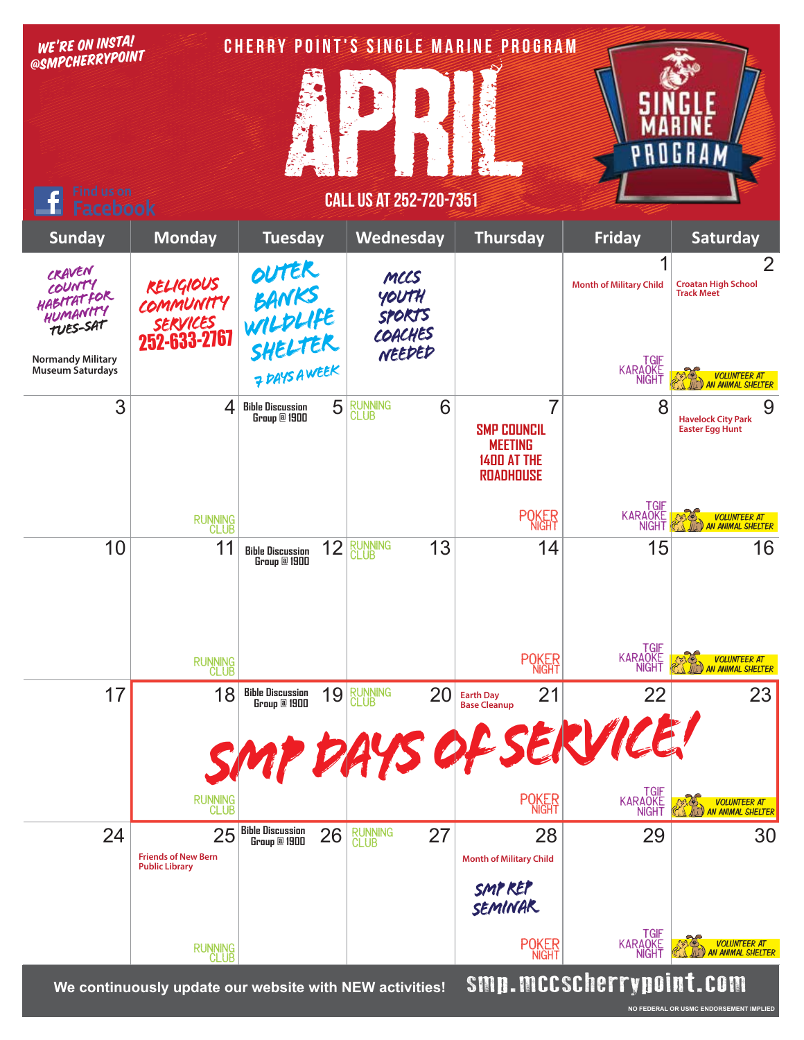WE'RE ON INSTA! @SMPCHERRYPOINT

CHERRY POINT'S SINGLE MARINE PROGRAM

# APRIL

SINGLE MARINE PROGRAM

Find us on Facebook

CALL US AT 252-720-7351

| Sunday | Monday | Tuesday | Wednesday | Thursday | Friday | Saturday |
|---|---|---|---|---|---|---|
| CRAVEN COUNTY HABITAT FOR HUMANITY TUES-SAT<br>Normandy Military Museum Saturdays | RELIGIOUS COMMUNITY SERVICES 252-633-2767 | OUTER BANKS WILDLIFE SHELTER 7 DAYS A WEEK | MCCS YOUTH SPORTS COACHES NEEDED | | 1<br>Month of Military Child<br>TGIF KARAOKE NIGHT | 2<br>Croatan High School Track Meet<br>VOLUNTEER AT AN ANIMAL SHELTER |
| 3 | 4<br>RUNNING CLUB | 5<br>Bible Discussion Group @ 1900 | 6<br>RUNNING CLUB | 7<br>SMP COUNCIL MEETING 1400 AT THE ROADHOUSE<br>POKER NIGHT | 8<br>TGIF KARAOKE NIGHT | 9<br>Havelock City Park Easter Egg Hunt<br>VOLUNTEER AT AN ANIMAL SHELTER |
| 10 | 11<br>RUNNING CLUB | 12<br>Bible Discussion Group @ 1900 | 13<br>RUNNING CLUB | 14<br>POKER NIGHT | 15<br>TGIF KARAOKE NIGHT | 16<br>VOLUNTEER AT AN ANIMAL SHELTER |
| 17 | 18<br>SMP DAYS OF SERVICE!<br>RUNNING CLUB | 19<br>Bible Discussion Group @ 1900 | 20<br>RUNNING CLUB | 21<br>Earth Day Base Cleanup<br>POKER NIGHT | 22<br>TGIF KARAOKE NIGHT | 23<br>VOLUNTEER AT AN ANIMAL SHELTER |
| 24 | 25<br>Friends of New Bern Public Library<br>RUNNING CLUB | 26<br>Bible Discussion Group @ 1900 | 27<br>RUNNING CLUB | 28<br>Month of Military Child<br>SMP REP SEMINAR<br>POKER NIGHT | 29<br>TGIF KARAOKE NIGHT | 30<br>VOLUNTEER AT AN ANIMAL SHELTER |

We continuously update our website with NEW activities! smp.mccscherrypoint.com

NO FEDERAL OR USMC ENDORSEMENT IMPLIED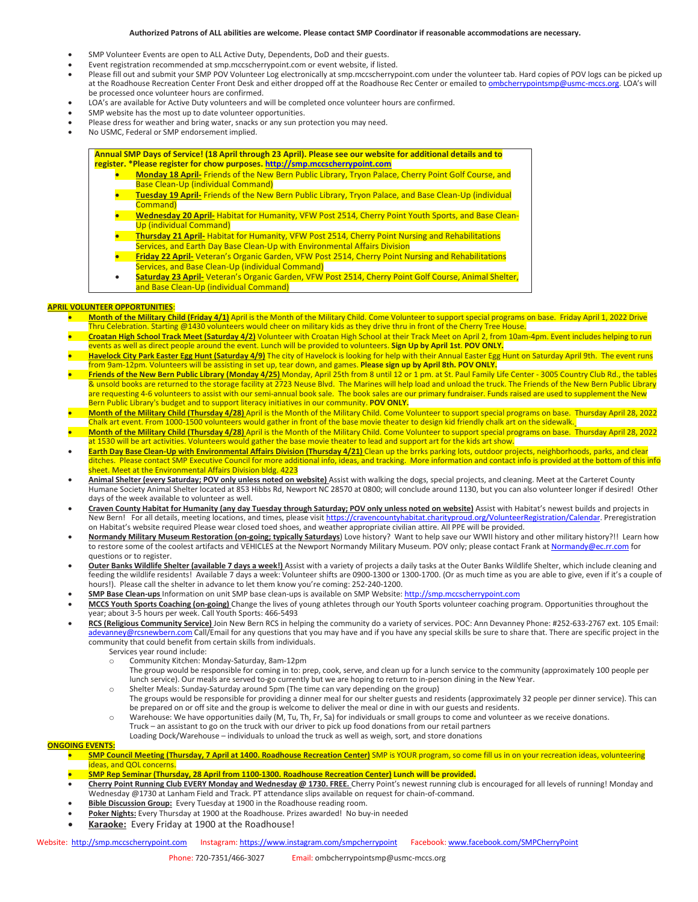**Authorized Patrons of ALL abilities are welcome. Please contact SMP Coordinator if reasonable accommodations are necessary.**

- SMP Volunteer Events are open to ALL Active Duty, Dependents, DoD and their guests.
- Event registration recommended at smp.mccscherrypoint.com or event website, if listed.
- Please fill out and submit your SMP POV Volunteer Log electronically at smp.mccscherrypoint.com under the volunteer tab. Hard copies of POV logs can be picked up at the Roadhouse Recreation Center Front Desk and either dropped off at the Roadhouse Rec Center or emailed to ombcherrypointsmp@usmc-mccs.org. LOA's will be processed once volunteer hours are confirmed.
- LOA's are available for Active Duty volunteers and will be completed once volunteer hours are confirmed.
- SMP website has the most up to date volunteer opportunities.
- Please dress for weather and bring water, snacks or any sun protection you may need.
- No USMC, Federal or SMP endorsement implied.

**Annual SMP Days of Service! (18 April through 23 April). Please see our website for additional details and to register. *Please register for chow purposes. http://smp.mccscherrypoint.com**

- **Monday 18 April-** Friends of the New Bern Public Library, Tryon Palace, Cherry Point Golf Course, and Base Clean-Up (individual Command)
- **Tuesday 19 April-** Friends of the New Bern Public Library, Tryon Palace, and Base Clean-Up (individual Command)
- **Wednesday 20 April-** Habitat for Humanity, VFW Post 2514, Cherry Point Youth Sports, and Base Clean-Up (individual Command)
- **Thursday 21 April-** Habitat for Humanity, VFW Post 2514, Cherry Point Nursing and Rehabilitations Services, and Earth Day Base Clean-Up with Environmental Affairs Division
- **Friday 22 April-** Veteran's Organic Garden, VFW Post 2514, Cherry Point Nursing and Rehabilitations Services, and Base Clean-Up (individual Command)
- **Saturday 23 April-** Veteran's Organic Garden, VFW Post 2514, Cherry Point Golf Course, Animal Shelter, and Base Clean-Up (individual Command)

**APRIL VOLUNTEER OPPORTUNITIES:**

- **Month of the Military Child (Friday 4/1)** April is the Month of the Military Child. Come Volunteer to support special programs on base. Friday April 1, 2022 Drive Thru Celebration. Starting @1430 volunteers would cheer on military kids as they drive thru in front of the Cherry Tree House.
- **Croatan High School Track Meet (Saturday 4/2)** Volunteer with Croatan High School at their Track Meet on April 2, from 10am-4pm. Event includes helping to run events as well as direct people around the event. Lunch will be provided to volunteers. **Sign Up by April 1st**. **POV ONLY.**
- **Havelock City Park Easter Egg Hunt (Saturday 4/9)** The city of Havelock is looking for help with their Annual Easter Egg Hunt on Saturday April 9th. The event runs from 9am-12pm. Volunteers will be assisting in set up, tear down, and games. **Please sign up by April 8th. POV ONLY.**
- **Friends of the New Bern Public Library (Monday 4/25)** Monday, April 25th from 8 until 12 or 1 pm. at St. Paul Family Life Center - 3005 Country Club Rd., the tables & unsold books are returned to the storage facility at 2723 Neuse Blvd. The Marines will help load and unload the truck. The Friends of the New Bern Public Library are requesting 4-6 volunteers to assist with our semi-annual book sale. The book sales are our primary fundraiser. Funds raised are used to supplement the New Bern Public Library's budget and to support literacy initiatives in our community. **POV ONLY.**
- **Month of the Military Child (Thursday 4/28)** April is the Month of the Military Child. Come Volunteer to support special programs on base. Thursday April 28, 2022 Chalk art event. From 1000-1500 volunteers would gather in front of the base movie theater to design kid friendly chalk art on the sidewalk.
- **Month of the Military Child (Thursday 4/28)** April is the Month of the Military Child. Come Volunteer to support special programs on base. Thursday April 28, 2022 at 1530 will be art activities. Volunteers would gather the base movie theater to lead and support art for the kids art show.
- **Earth Day Base Clean-Up with Environmental Affairs Division (Thursday 4/21)** Clean up the brrks parking lots, outdoor projects, neighborhoods, parks, and clear ditches. Please contact SMP Executive Council for more additional info, ideas, and tracking. More information and contact info is provided at the bottom of this info sheet. Meet at the Environmental Affairs Division bldg. 4223
- **Animal Shelter (every Saturday; POV only unless noted on website)** Assist with walking the dogs, special projects, and cleaning. Meet at the Carteret County Humane Society Animal Shelter located at 853 Hibbs Rd, Newport NC 28570 at 0800; will conclude around 1130, but you can also volunteer longer if desired! Other days of the week available to volunteer as well.
- **Craven County Habitat for Humanity (any day Tuesday through Saturday; POV only unless noted on website)** Assist with Habitat's newest builds and projects in New Bern! For all details, meeting locations, and times, please visit https://cravencountyhabitat.charityproud.org/VolunteerRegistration/Calendar. Preregistration on Habitat's website required Please wear closed toed shoes, and weather appropriate civilian attire. All PPE will be provided.
- **Normandy Military Museum Restoration (on-going; typically Saturdays)** Love history? Want to help save our WWII history and other military history?!! Learn how to restore some of the coolest artifacts and VEHICLES at the Newport Normandy Military Museum. POV only; please contact Frank at Normandy@ec.rr.com for questions or to register.
- **Outer Banks Wildlife Shelter (available 7 days a week!)** Assist with a variety of projects a daily tasks at the Outer Banks Wildlife Shelter, which include cleaning and feeding the wildlife residents! Available 7 days a week: Volunteer shifts are 0900-1300 or 1300-1700. (Or as much time as you are able to give, even if it's a couple of hours!). Please call the shelter in advance to let them know you're coming: 252-240-1200.
- **SMP Base Clean-ups** Information on unit SMP base clean-ups is available on SMP Website: http://smp.mccscherrypoint.com
- **MCCS Youth Sports Coaching (on-going)** Change the lives of young athletes through our Youth Sports volunteer coaching program. Opportunities throughout the year; about 3-5 hours per week. Call Youth Sports: 466-5493
- **RCS (Religious Community Service)** Join New Bern RCS in helping the community do a variety of services. POC: Ann Devanney Phone: #252-633-2767 ext. 105 Email: adevanney@rcsnewbern.com Call/Email for any questions that you may have and if you have any special skills be sure to share that. There are specific project in the community that could benefit from certain skills from individuals.

  Services year round include:
  - Community Kitchen: Monday-Saturday, 8am-12pm
    The group would be responsible for coming in to: prep, cook, serve, and clean up for a lunch service to the community (approximately 100 people per lunch service). Our meals are served to-go currently but we are hoping to return to in-person dining in the New Year.
  - Shelter Meals: Sunday-Saturday around 5pm (The time can vary depending on the group)
    The groups would be responsible for providing a dinner meal for our shelter guests and residents (approximately 32 people per dinner service). This can be prepared on or off site and the group is welcome to deliver the meal or dine in with our guests and residents.
  - Warehouse: We have opportunities daily (M, Tu, Th, Fr, Sa) for individuals or small groups to come and volunteer as we receive donations.
    Truck – an assistant to go on the truck with our driver to pick up food donations from our retail partners
    Loading Dock/Warehouse – individuals to unload the truck as well as weigh, sort, and store donations

**ONGOING EVENTS:**

- **SMP Council Meeting (Thursday, 7 April at 1400. Roadhouse Recreation Center)** SMP is YOUR program, so come fill us in on your recreation ideas, volunteering ideas, and QOL concerns.
- **SMP Rep Seminar (Thursday, 28 April from 1100-1300. Roadhouse Recreation Center) Lunch will be provided.**
- **Cherry Point Running Club EVERY Monday and Wednesday @ 1730. FREE.** Cherry Point's newest running club is encouraged for all levels of running! Monday and Wednesday @1730 at Lanham Field and Track. PT attendance slips available on request for chain-of-command.
- **Bible Discussion Group:** Every Tuesday at 1900 in the Roadhouse reading room.
- **Poker Nights:** Every Thursday at 1900 at the Roadhouse. Prizes awarded! No buy-in needed
- **Karaoke:** Every Friday at 1900 at the Roadhouse!

Website: http://smp.mccscherrypoint.com Instagram: https://www.instagram.com/smpcherrypoint Facebook: www.facebook.com/SMPCherryPoint

Phone: 720-7351/466-3027 Email: ombcherrypointsmp@usmc-mccs.org